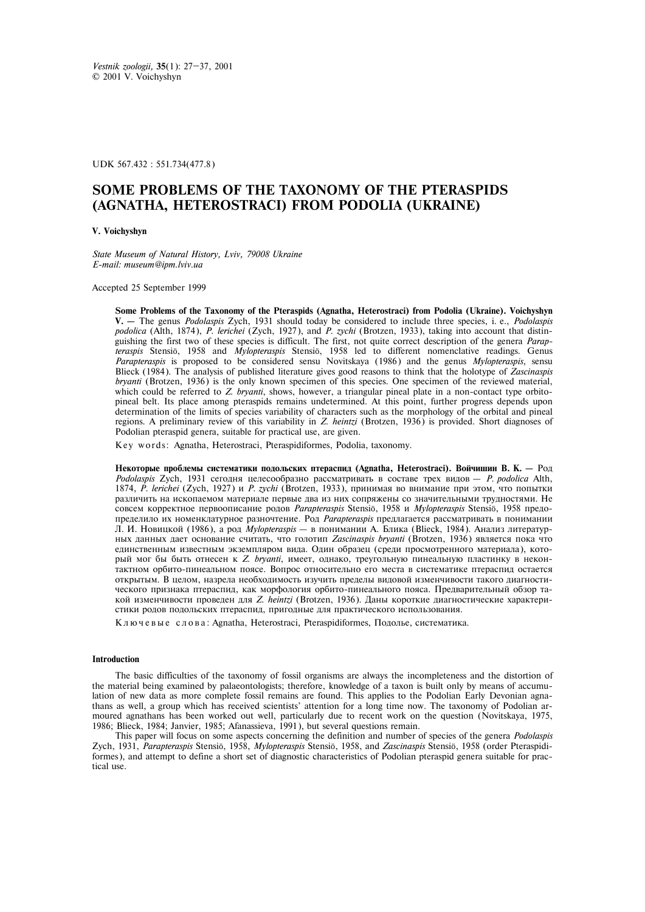*Vestnik zoologii*, **35**(1): 27–37, 2001
© 2001 V. Voichyshyn

UDK 567.432 : 551.734(477.8)

# SOME PROBLEMS OF THE TAXONOMY OF THE PTERASPIDS (AGNATHA, HETEROSTRACI) FROM PODOLIA (UKRAINE)

**V. Voichyshyn**

*State Museum of Natural History, Lviv, 79008 Ukraine*
*E-mail: museum@ipm.lviv.ua*

Accepted 25 September 1999

**Some Problems of the Taxonomy of the Pteraspids (Agnatha, Heterostraci) from Podolia (Ukraine). Voichyshyn V.** — The genus *Podolaspis* Zych, 1931 should today be considered to include three species, i. e., *Podolaspis podolica* (Alth, 1874), *P. lerichei* (Zych, 1927), and *P. zychi* (Brotzen, 1933), taking into account that distinguishing the first two of these species is difficult. The first, not quite correct description of the genera *Parapteraspis* Stensiö, 1958 and *Mylopteraspis* Stensiö, 1958 led to different nomenclative readings. Genus *Parapteraspis* is proposed to be considered sensu Novitskaya (1986) and the genus *Mylopteraspis*, sensu Blieck (1984). The analysis of published literature gives good reasons to think that the holotype of *Zascinaspis bryanti* (Brotzen, 1936) is the only known specimen of this species. One specimen of the reviewed material, which could be referred to *Z. bryanti*, shows, however, a triangular pineal plate in a non-contact type orbitopineal belt. Its place among pteraspids remains undetermined. At this point, further progress depends upon determination of the limits of species variability of characters such as the morphology of the orbital and pineal regions. A preliminary review of this variability in *Z. heintzi* (Brotzen, 1936) is provided. Short diagnoses of Podolian pteraspid genera, suitable for practical use, are given.

Key words: Agnatha, Heterostraci, Pteraspidiformes, Podolia, taxonomy.

**Некоторые проблемы систематики подольских птераспид (Agnatha, Heterostraci). Войчишин В. К.** — Род *Podolaspis* Zych, 1931 сегодня целесообразно рассматривать в составе трех видов — *P. podolica* Alth, 1874, *P. lerichei* (Zych, 1927) и *P. zychi* (Brotzen, 1933), принимая во внимание при этом, что попытки различить на ископаемом материале первые два из них сопряжены со значительными трудностями. Не совсем корректное первоописание родов *Parapteraspis* Stensiö, 1958 и *Mylopteraspis* Stensiö, 1958 предопределило их номенклатурное разночтение. Род *Parapteraspis* предлагается рассматривать в понимании Л. И. Новицкой (1986), а род *Mylopteraspis* — в понимании А. Блика (Blieck, 1984). Анализ литературных данных дает основание считать, что голотип *Zascinaspis bryanti* (Brotzen, 1936) является пока что единственным известным экземпляром вида. Один образец (среди просмотренного материала), который мог бы быть отнесен к *Z. bryanti*, имеет, однако, треугольную пинеальную пластинку в неконтактном орбито-пинеальном поясе. Вопрос относительно его места в систематике птераспид остается открытым. В целом, назрела необходимость изучить пределы видовой изменчивости такого диагностического признака птераспид, как морфология орбито-пинеального пояса. Предварительный обзор такой изменчивости проведен для *Z. heintzi* (Brotzen, 1936). Даны короткие диагностические характеристики родов подольских птераспид, пригодные для практического использования.

Ключевые слова: Agnatha, Heterostraci, Pteraspidiformes, Подолье, систематика.

## Introduction

The basic difficulties of the taxonomy of fossil organisms are always the incompleteness and the distortion of the material being examined by palaeontologists; therefore, knowledge of a taxon is built only by means of accumulation of new data as more complete fossil remains are found. This applies to the Podolian Early Devonian agnathans as well, a group which has received scientists' attention for a long time now. The taxonomy of Podolian armoured agnathans has been worked out well, particularly due to recent work on the question (Novitskaya, 1975, 1986; Blieck, 1984; Janvier, 1985; Afanassieva, 1991), but several questions remain.

This paper will focus on some aspects concerning the definition and number of species of the genera *Podolaspis* Zych, 1931, *Parapteraspis* Stensiö, 1958, *Mylopteraspis* Stensiö, 1958, and *Zascinaspis* Stensiö, 1958 (order Pteraspidiformes), and attempt to define a short set of diagnostic characteristics of Podolian pteraspid genera suitable for practical use.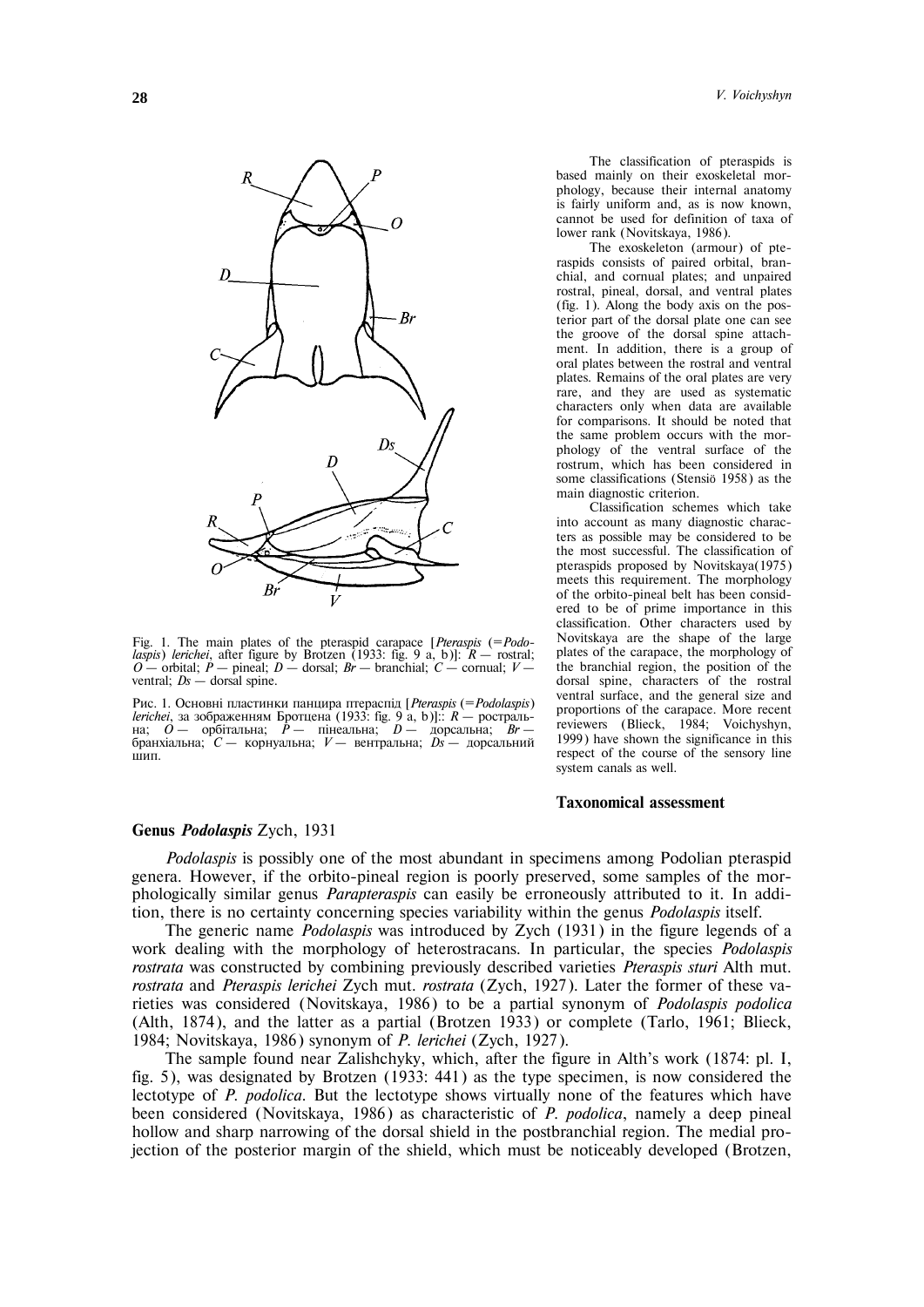Fig. 1. The main plates of the pteraspid carapace [*Pteraspis* (=*Podolaspis*) *lerichei*, after figure by Brotzen (1933: fig. 9 a, b)]: *R* — rostral; *O* — orbital; *P* — pineal; *D* — dorsal; *Br* — branchial; *C* — cornual; *V* — ventral; *Ds* — dorsal spine.

Рис. 1. Основні пластинки панцира птераспід [*Pteraspis* (=*Podolaspis*) *lerichei*, за зображенням Бротцена (1933: fig. 9 a, b)]:: *R* — ростральна; *O* — орбітальна; *P* — пінеальна; *D* — дорсальна; *Br* — бранхіальна; *C* — корнуальна; *V* — вентральна; *Ds* — дорсальний шип.

The classification of pteraspids is based mainly on their exoskeletal morphology, because their internal anatomy is fairly uniform and, as is now known, cannot be used for definition of taxa of lower rank (Novitskaya, 1986).

The exoskeleton (armour) of pteraspids consists of paired orbital, branchial, and cornual plates; and unpaired rostral, pineal, dorsal, and ventral plates (fig. 1). Along the body axis on the posterior part of the dorsal plate one can see the groove of the dorsal spine attachment. In addition, there is a group of oral plates between the rostral and ventral plates. Remains of the oral plates are very rare, and they are used as systematic characters only when data are available for comparisons. It should be noted that the same problem occurs with the morphology of the ventral surface of the rostrum, which has been considered in some classifications (Stensiö 1958) as the main diagnostic criterion.

Classification schemes which take into account as many diagnostic characters as possible may be considered to be the most successful. The classification of pteraspids proposed by Novitskaya(1975) meets this requirement. The morphology of the orbito-pineal belt has been considered to be of prime importance in this classification. Other characters used by Novitskaya are the shape of the large plates of the carapace, the morphology of the branchial region, the position of the dorsal spine, characters of the rostral ventral surface, and the general size and proportions of the carapace. More recent reviewers (Blieck, 1984; Voichyshyn, 1999) have shown the significance in this respect of the course of the sensory line system canals as well.

## Taxonomical assessment

### Genus *Podolaspis* Zych, 1931

*Podolaspis* is possibly one of the most abundant in specimens among Podolian pteraspid genera. However, if the orbito-pineal region is poorly preserved, some samples of the morphologically similar genus *Parapteraspis* can easily be erroneously attributed to it. In addition, there is no certainty concerning species variability within the genus *Podolaspis* itself.

The generic name *Podolaspis* was introduced by Zych (1931) in the figure legends of a work dealing with the morphology of heterostracans. In particular, the species *Podolaspis rostrata* was constructed by combining previously described varieties *Pteraspis sturi* Alth mut. *rostrata* and *Pteraspis lerichei* Zych mut. *rostrata* (Zych, 1927). Later the former of these varieties was considered (Novitskaya, 1986) to be a partial synonym of *Podolaspis podolica* (Alth, 1874), and the latter as a partial (Brotzen 1933) or complete (Tarlo, 1961; Blieck, 1984; Novitskaya, 1986) synonym of *P. lerichei* (Zych, 1927).

The sample found near Zalishchyky, which, after the figure in Alth's work (1874: pl. I, fig. 5), was designated by Brotzen (1933: 441) as the type specimen, is now considered the lectotype of *P. podolica*. But the lectotype shows virtually none of the features which have been considered (Novitskaya, 1986) as characteristic of *P. podolica*, namely a deep pineal hollow and sharp narrowing of the dorsal shield in the postbranchial region. The medial projection of the posterior margin of the shield, which must be noticeably developed (Brotzen,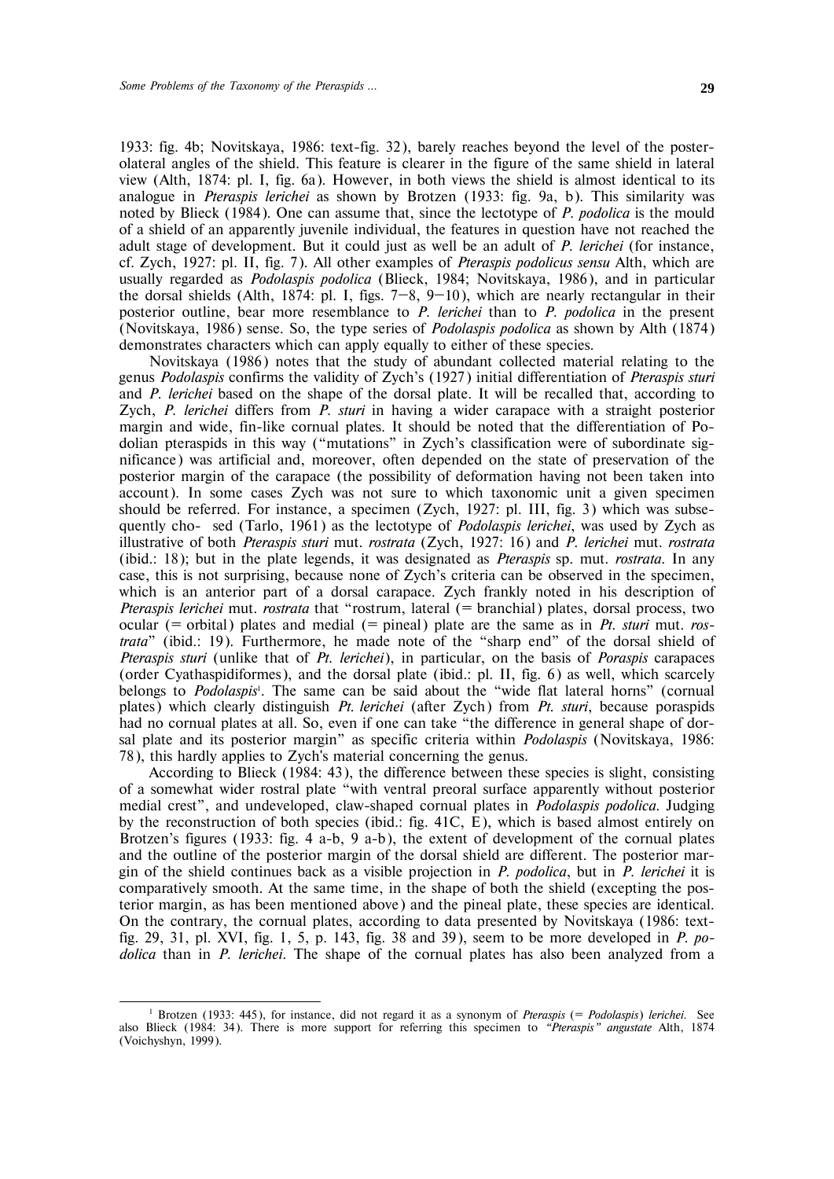1933: fig. 4b; Novitskaya, 1986: text-fig. 32), barely reaches beyond the level of the posterolateral angles of the shield. This feature is clearer in the figure of the same shield in lateral view (Alth, 1874: pl. I, fig. 6a). However, in both views the shield is almost identical to its analogue in *Pteraspis lerichei* as shown by Brotzen (1933: fig. 9a, b). This similarity was noted by Blieck (1984). One can assume that, since the lectotype of *P. podolica* is the mould of a shield of an apparently juvenile individual, the features in question have not reached the adult stage of development. But it could just as well be an adult of *P. lerichei* (for instance, cf. Zych, 1927: pl. II, fig. 7). All other examples of *Pteraspis podolicus sensu* Alth, which are usually regarded as *Podolaspis podolica* (Blieck, 1984; Novitskaya, 1986), and in particular the dorsal shields (Alth, 1874: pl. I, figs. 7–8, 9–10), which are nearly rectangular in their posterior outline, bear more resemblance to *P. lerichei* than to *P. podolica* in the present (Novitskaya, 1986) sense. So, the type series of *Podolaspis podolica* as shown by Alth (1874) demonstrates characters which can apply equally to either of these species.

Novitskaya (1986) notes that the study of abundant collected material relating to the genus *Podolaspis* confirms the validity of Zych's (1927) initial differentiation of *Pteraspis sturi* and *P. lerichei* based on the shape of the dorsal plate. It will be recalled that, according to Zych, *P. lerichei* differs from *P. sturi* in having a wider carapace with a straight posterior margin and wide, fin-like cornual plates. It should be noted that the differentiation of Podolian pteraspids in this way ("mutations" in Zych's classification were of subordinate significance) was artificial and, moreover, often depended on the state of preservation of the posterior margin of the carapace (the possibility of deformation having not been taken into account). In some cases Zych was not sure to which taxonomic unit a given specimen should be referred. For instance, a specimen (Zych, 1927: pl. III, fig. 3) which was subsequently cho- sed (Tarlo, 1961) as the lectotype of *Podolaspis lerichei*, was used by Zych as illustrative of both *Pteraspis sturi* mut. *rostrata* (Zych, 1927: 16) and *P. lerichei* mut. *rostrata* (ibid.: 18); but in the plate legends, it was designated as *Pteraspis* sp. mut. *rostrata*. In any case, this is not surprising, because none of Zych's criteria can be observed in the specimen, which is an anterior part of a dorsal carapace. Zych frankly noted in his description of *Pteraspis lerichei* mut. *rostrata* that "rostrum, lateral (= branchial) plates, dorsal process, two ocular (= orbital) plates and medial (= pineal) plate are the same as in *Pt. sturi* mut. *rostrata*" (ibid.: 19). Furthermore, he made note of the "sharp end" of the dorsal shield of *Pteraspis sturi* (unlike that of *Pt. lerichei*), in particular, on the basis of *Poraspis* carapaces (order Cyathaspidiformes), and the dorsal plate (ibid.: pl. II, fig. 6) as well, which scarcely belongs to *Podolaspis*[1]. The same can be said about the "wide flat lateral horns" (cornual plates) which clearly distinguish *Pt. lerichei* (after Zych) from *Pt. sturi*, because poraspids had no cornual plates at all. So, even if one can take "the difference in general shape of dorsal plate and its posterior margin" as specific criteria within *Podolaspis* (Novitskaya, 1986: 78), this hardly applies to Zych's material concerning the genus.

According to Blieck (1984: 43), the difference between these species is slight, consisting of a somewhat wider rostral plate "with ventral preoral surface apparently without posterior medial crest", and undeveloped, claw-shaped cornual plates in *Podolaspis podolica*. Judging by the reconstruction of both species (ibid.: fig. 41C, E), which is based almost entirely on Brotzen's figures (1933: fig. 4 a-b, 9 a-b), the extent of development of the cornual plates and the outline of the posterior margin of the dorsal shield are different. The posterior margin of the shield continues back as a visible projection in *P. podolica*, but in *P. lerichei* it is comparatively smooth. At the same time, in the shape of both the shield (excepting the posterior margin, as has been mentioned above) and the pineal plate, these species are identical. On the contrary, the cornual plates, according to data presented by Novitskaya (1986: text-fig. 29, 31, pl. XVI, fig. 1, 5, p. 143, fig. 38 and 39), seem to be more developed in *P. podolica* than in *P. lerichei*. The shape of the cornual plates has also been analyzed from a

[1] Brotzen (1933: 445), for instance, did not regard it as a synonym of *Pteraspis* (= *Podolaspis*) *lerichei*. See also Blieck (1984: 34). There is more support for referring this specimen to *"Pteraspis" angustate* Alth, 1874 (Voichyshyn, 1999).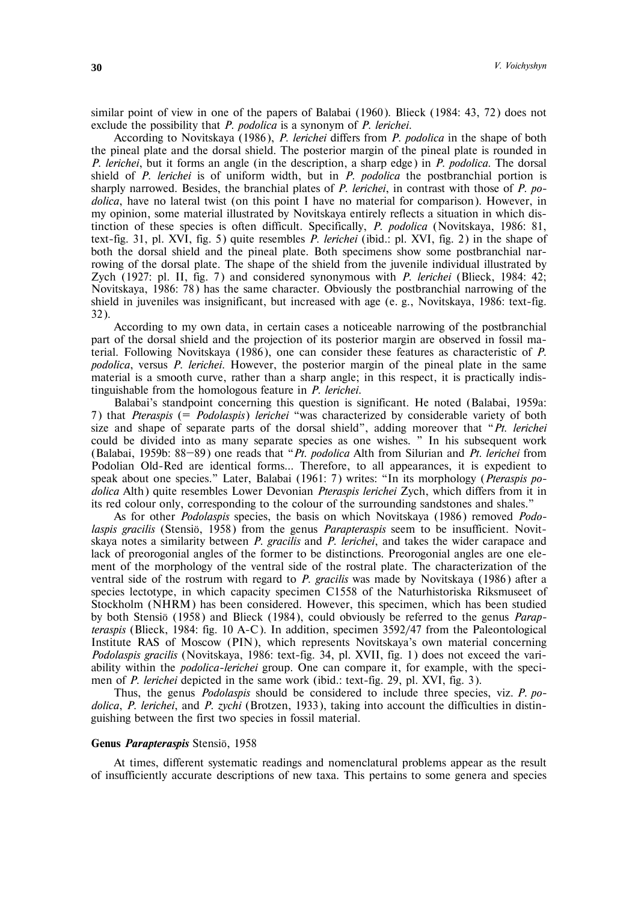similar point of view in one of the papers of Balabai (1960). Blieck (1984: 43, 72) does not exclude the possibility that *P. podolica* is a synonym of *P. lerichei*.

According to Novitskaya (1986), *P. lerichei* differs from *P. podolica* in the shape of both the pineal plate and the dorsal shield. The posterior margin of the pineal plate is rounded in *P. lerichei*, but it forms an angle (in the description, a sharp edge) in *P. podolica*. The dorsal shield of *P. lerichei* is of uniform width, but in *P. podolica* the postbranchial portion is sharply narrowed. Besides, the branchial plates of *P. lerichei*, in contrast with those of *P. podolica*, have no lateral twist (on this point I have no material for comparison). However, in my opinion, some material illustrated by Novitskaya entirely reflects a situation in which distinction of these species is often difficult. Specifically, *P. podolica* (Novitskaya, 1986: 81, text-fig. 31, pl. XVI, fig. 5) quite resembles *P. lerichei* (ibid.: pl. XVI, fig. 2) in the shape of both the dorsal shield and the pineal plate. Both specimens show some postbranchial narrowing of the dorsal plate. The shape of the shield from the juvenile individual illustrated by Zych (1927: pl. II, fig. 7) and considered synonymous with *P. lerichei* (Blieck, 1984: 42; Novitskaya, 1986: 78) has the same character. Obviously the postbranchial narrowing of the shield in juveniles was insignificant, but increased with age (e. g., Novitskaya, 1986: text-fig. 32).

According to my own data, in certain cases a noticeable narrowing of the postbranchial part of the dorsal shield and the projection of its posterior margin are observed in fossil material. Following Novitskaya (1986), one can consider these features as characteristic of *P. podolica*, versus *P. lerichei*. However, the posterior margin of the pineal plate in the same material is a smooth curve, rather than a sharp angle; in this respect, it is practically indistinguishable from the homologous feature in *P. lerichei*.

Balabai's standpoint concerning this question is significant. He noted (Balabai, 1959a: 7) that *Pteraspis* (= *Podolaspis*) *lerichei* "was characterized by considerable variety of both size and shape of separate parts of the dorsal shield", adding moreover that "*Pt. lerichei* could be divided into as many separate species as one wishes. " In his subsequent work (Balabai, 1959b: 88–89) one reads that "*Pt. podolica* Alth from Silurian and *Pt. lerichei* from Podolian Old-Red are identical forms... Therefore, to all appearances, it is expedient to speak about one species." Later, Balabai (1961: 7) writes: "In its morphology (*Pteraspis podolica* Alth) quite resembles Lower Devonian *Pteraspis lerichei* Zych, which differs from it in its red colour only, corresponding to the colour of the surrounding sandstones and shales."

As for other *Podolaspis* species, the basis on which Novitskaya (1986) removed *Podolaspis gracilis* (Stensiö, 1958) from the genus *Parapteraspis* seem to be insufficient. Novitskaya notes a similarity between *P. gracilis* and *P. lerichei*, and takes the wider carapace and lack of preorogonial angles of the former to be distinctions. Preorogonial angles are one element of the morphology of the ventral side of the rostral plate. The characterization of the ventral side of the rostrum with regard to *P. gracilis* was made by Novitskaya (1986) after a species lectotype, in which capacity specimen C1558 of the Naturhistoriska Riksmuseet of Stockholm (NHRM) has been considered. However, this specimen, which has been studied by both Stensiö (1958) and Blieck (1984), could obviously be referred to the genus *Parapteraspis* (Blieck, 1984: fig. 10 A-C). In addition, specimen 3592/47 from the Paleontological Institute RAS of Moscow (PIN), which represents Novitskaya's own material concerning *Podolaspis gracilis* (Novitskaya, 1986: text-fig. 34, pl. XVII, fig. 1) does not exceed the variability within the *podolica-lerichei* group. One can compare it, for example, with the specimen of *P. lerichei* depicted in the same work (ibid.: text-fig. 29, pl. XVI, fig. 3).

Thus, the genus *Podolaspis* should be considered to include three species, viz. *P. podolica*, *P. lerichei*, and *P. zychi* (Brotzen, 1933), taking into account the difficulties in distinguishing between the first two species in fossil material.

### Genus *Parapteraspis* Stensiö, 1958

At times, different systematic readings and nomenclatural problems appear as the result of insufficiently accurate descriptions of new taxa. This pertains to some genera and species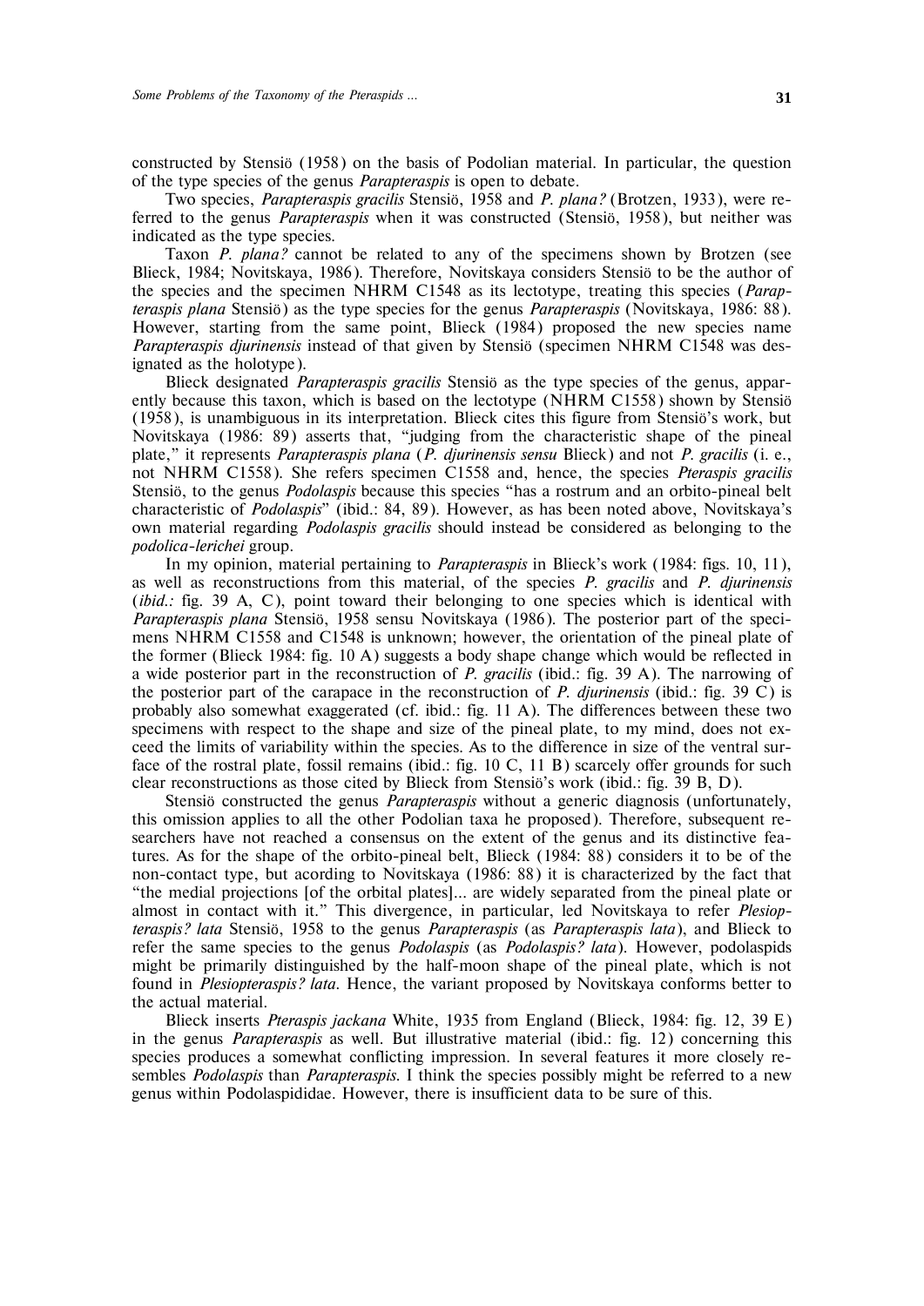constructed by Stensiö (1958) on the basis of Podolian material. In particular, the question of the type species of the genus *Parapteraspis* is open to debate.

Two species, *Parapteraspis gracilis* Stensiö, 1958 and *P. plana?* (Brotzen, 1933), were referred to the genus *Parapteraspis* when it was constructed (Stensiö, 1958), but neither was indicated as the type species.

Taxon *P. plana?* cannot be related to any of the specimens shown by Brotzen (see Blieck, 1984; Novitskaya, 1986). Therefore, Novitskaya considers Stensiö to be the author of the species and the specimen NHRM C1548 as its lectotype, treating this species (*Parapteraspis plana* Stensiö) as the type species for the genus *Parapteraspis* (Novitskaya, 1986: 88). However, starting from the same point, Blieck (1984) proposed the new species name *Parapteraspis djurinensis* instead of that given by Stensiö (specimen NHRM C1548 was designated as the holotype).

Blieck designated *Parapteraspis gracilis* Stensiö as the type species of the genus, apparently because this taxon, which is based on the lectotype (NHRM C1558) shown by Stensiö (1958), is unambiguous in its interpretation. Blieck cites this figure from Stensiö's work, but Novitskaya (1986: 89) asserts that, "judging from the characteristic shape of the pineal plate," it represents *Parapteraspis plana* (*P. djurinensis sensu* Blieck) and not *P. gracilis* (i. e., not NHRM C1558). She refers specimen C1558 and, hence, the species *Pteraspis gracilis* Stensiö, to the genus *Podolaspis* because this species "has a rostrum and an orbito-pineal belt characteristic of *Podolaspis*" (ibid.: 84, 89). However, as has been noted above, Novitskaya's own material regarding *Podolaspis gracilis* should instead be considered as belonging to the *podolica-lerichei* group.

In my opinion, material pertaining to *Parapteraspis* in Blieck's work (1984: figs. 10, 11), as well as reconstructions from this material, of the species *P. gracilis* and *P. djurinensis* (*ibid.:* fig. 39 A, C), point toward their belonging to one species which is identical with *Parapteraspis plana* Stensiö, 1958 sensu Novitskaya (1986). The posterior part of the specimens NHRM C1558 and C1548 is unknown; however, the orientation of the pineal plate of the former (Blieck 1984: fig. 10 A) suggests a body shape change which would be reflected in a wide posterior part in the reconstruction of *P. gracilis* (ibid.: fig. 39 A). The narrowing of the posterior part of the carapace in the reconstruction of *P. djurinensis* (ibid.: fig. 39 C) is probably also somewhat exaggerated (cf. ibid.: fig. 11 A). The differences between these two specimens with respect to the shape and size of the pineal plate, to my mind, does not exceed the limits of variability within the species. As to the difference in size of the ventral surface of the rostral plate, fossil remains (ibid.: fig. 10 C, 11 B) scarcely offer grounds for such clear reconstructions as those cited by Blieck from Stensiö's work (ibid.: fig. 39 B, D).

Stensiö constructed the genus *Parapteraspis* without a generic diagnosis (unfortunately, this omission applies to all the other Podolian taxa he proposed). Therefore, subsequent researchers have not reached a consensus on the extent of the genus and its distinctive features. As for the shape of the orbito-pineal belt, Blieck (1984: 88) considers it to be of the non-contact type, but acording to Novitskaya (1986: 88) it is characterized by the fact that "the medial projections [of the orbital plates]... are widely separated from the pineal plate or almost in contact with it." This divergence, in particular, led Novitskaya to refer *Plesiopteraspis? lata* Stensiö, 1958 to the genus *Parapteraspis* (as *Parapteraspis lata*), and Blieck to refer the same species to the genus *Podolaspis* (as *Podolaspis? lata*). However, podolaspids might be primarily distinguished by the half-moon shape of the pineal plate, which is not found in *Plesiopteraspis? lata*. Hence, the variant proposed by Novitskaya conforms better to the actual material.

Blieck inserts *Pteraspis jackana* White, 1935 from England (Blieck, 1984: fig. 12, 39 E) in the genus *Parapteraspis* as well. But illustrative material (ibid.: fig. 12) concerning this species produces a somewhat conflicting impression. In several features it more closely resembles *Podolaspis* than *Parapteraspis*. I think the species possibly might be referred to a new genus within Podolaspididae. However, there is insufficient data to be sure of this.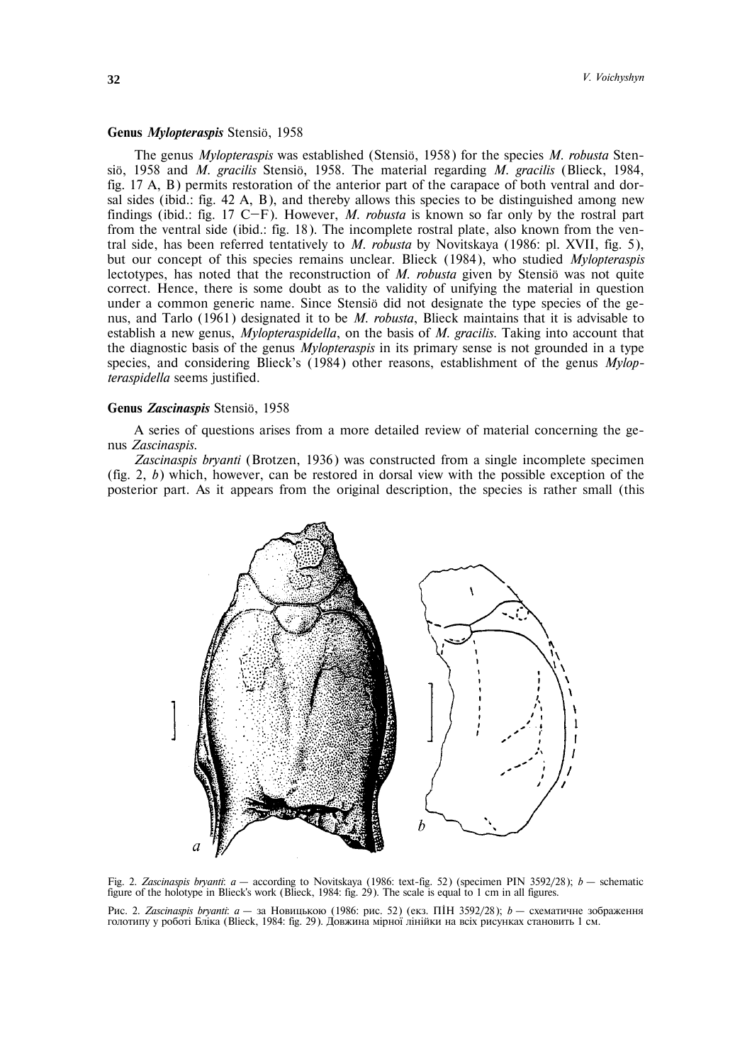### Genus *Mylopteraspis* Stensiö, 1958

The genus *Mylopteraspis* was established (Stensiö, 1958) for the species *M. robusta* Stensiö, 1958 and *M. gracilis* Stensiö, 1958. The material regarding *M. gracilis* (Blieck, 1984, fig. 17 A, B) permits restoration of the anterior part of the carapace of both ventral and dorsal sides (ibid.: fig. 42 A, B), and thereby allows this species to be distinguished among new findings (ibid.: fig. 17 C–F). However, *M. robusta* is known so far only by the rostral part from the ventral side (ibid.: fig. 18). The incomplete rostral plate, also known from the ventral side, has been referred tentatively to *M. robusta* by Novitskaya (1986: pl. XVII, fig. 5), but our concept of this species remains unclear. Blieck (1984), who studied *Mylopteraspis* lectotypes, has noted that the reconstruction of *M. robusta* given by Stensiö was not quite correct. Hence, there is some doubt as to the validity of unifying the material in question under a common generic name. Since Stensiö did not designate the type species of the genus, and Tarlo (1961) designated it to be *M. robusta*, Blieck maintains that it is advisable to establish a new genus, *Mylopteraspidella*, on the basis of *M. gracilis*. Taking into account that the diagnostic basis of the genus *Mylopteraspis* in its primary sense is not grounded in a type species, and considering Blieck's (1984) other reasons, establishment of the genus *Mylopteraspidella* seems justified.

### Genus *Zascinaspis* Stensiö, 1958

A series of questions arises from a more detailed review of material concerning the genus *Zascinaspis*.

*Zascinaspis bryanti* (Brotzen, 1936) was constructed from a single incomplete specimen (fig. 2, *b*) which, however, can be restored in dorsal view with the possible exception of the posterior part. As it appears from the original description, the species is rather small (this

Fig. 2. *Zascinaspis bryanti*: *a* — according to Novitskaya (1986: text-fig. 52) (specimen PIN 3592/28); *b* — schematic figure of the holotype in Blieck's work (Blieck, 1984: fig. 29). The scale is equal to 1 cm in all figures.

Рис. 2. *Zascinaspis bryanti*: *a* — за Новицькою (1986: рис. 52) (екз. ПІН 3592/28); *b* — схематичне зображення голотипу у роботі Бліка (Blieck, 1984: fig. 29). Довжина мірної лінійки на всіх рисунках становить 1 см.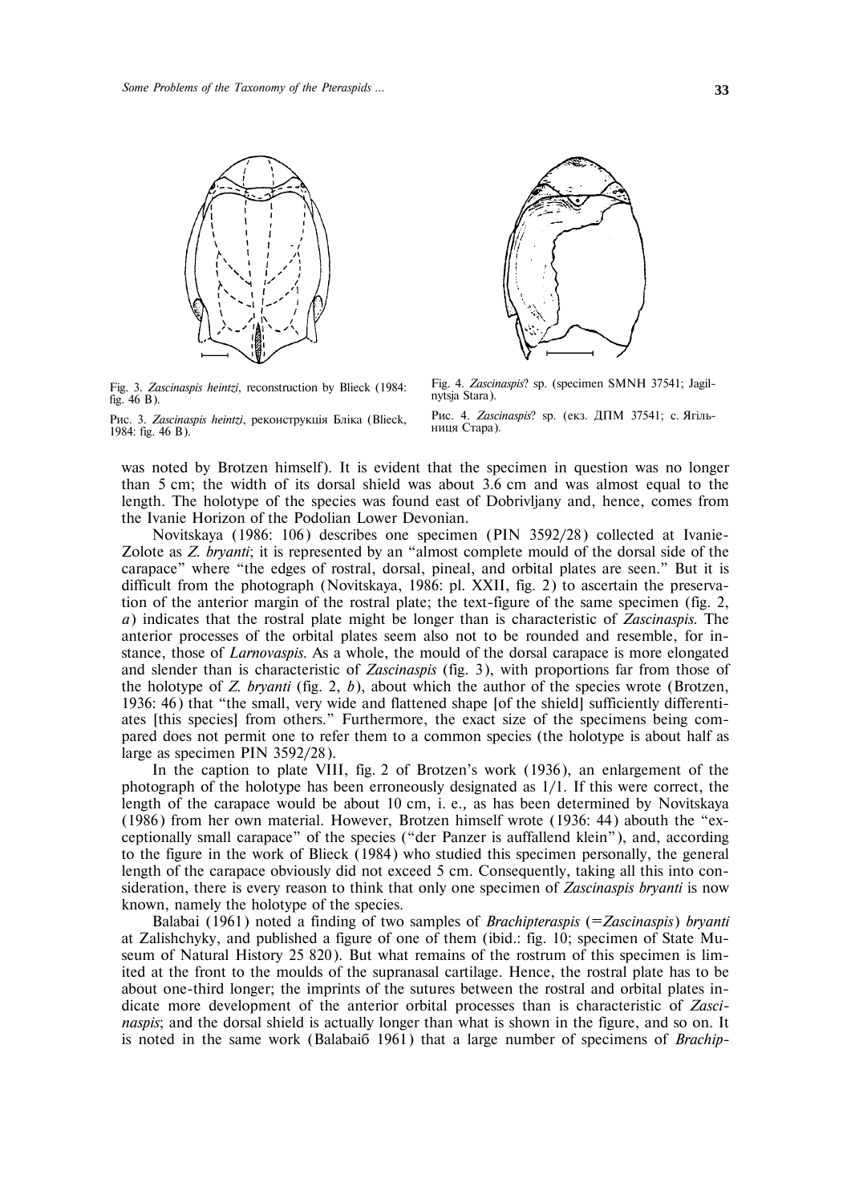Fig. 3. *Zascinaspis heintzi*, reconstruction by Blieck (1984: fig. 46 B).

Рис. 3. *Zascinaspis heintzi*, реконструкція Бліка (Blieck, 1984: fig. 46 B).

Fig. 4. *Zascinaspis*? sp. (specimen SMNH 37541; Jagilnytsja Stara).

Рис. 4. *Zascinaspis*? sp. (екз. ДПМ 37541; с. Ягільниця Стара).

was noted by Brotzen himself). It is evident that the specimen in question was no longer than 5 cm; the width of its dorsal shield was about 3.6 cm and was almost equal to the length. The holotype of the species was found east of Dobrivljany and, hence, comes from the Ivanie Horizon of the Podolian Lower Devonian.

Novitskaya (1986: 106) describes one specimen (PIN 3592/28) collected at Ivanie-Zolote as *Z. bryanti*; it is represented by an "almost complete mould of the dorsal side of the carapace" where "the edges of rostral, dorsal, pineal, and orbital plates are seen." But it is difficult from the photograph (Novitskaya, 1986: pl. XXII, fig. 2) to ascertain the preservation of the anterior margin of the rostral plate; the text-figure of the same specimen (fig. 2, *a*) indicates that the rostral plate might be longer than is characteristic of *Zascinaspis*. The anterior processes of the orbital plates seem also not to be rounded and resemble, for instance, those of *Larnovaspis*. As a whole, the mould of the dorsal carapace is more elongated and slender than is characteristic of *Zascinaspis* (fig. 3), with proportions far from those of the holotype of *Z. bryanti* (fig. 2, *b*), about which the author of the species wrote (Brotzen, 1936: 46) that "the small, very wide and flattened shape [of the shield] sufficiently differentiates [this species] from others." Furthermore, the exact size of the specimens being compared does not permit one to refer them to a common species (the holotype is about half as large as specimen PIN 3592/28).

In the caption to plate VIII, fig. 2 of Brotzen's work (1936), an enlargement of the photograph of the holotype has been erroneously designated as 1/1. If this were correct, the length of the carapace would be about 10 cm, i. e., as has been determined by Novitskaya (1986) from her own material. However, Brotzen himself wrote (1936: 44) abouth the "exceptionally small carapace" of the species ("der Panzer is auffallend klein"), and, according to the figure in the work of Blieck (1984) who studied this specimen personally, the general length of the carapace obviously did not exceed 5 cm. Consequently, taking all this into consideration, there is every reason to think that only one specimen of *Zascinaspis bryanti* is now known, namely the holotype of the species.

Balabai (1961) noted a finding of two samples of *Brachipteraspis* (=*Zascinaspis*) *bryanti* at Zalishchyky, and published a figure of one of them (ibid.: fig. 10; specimen of State Museum of Natural History 25 820). But what remains of the rostrum of this specimen is limited at the front to the moulds of the supranasal cartilage. Hence, the rostral plate has to be about one-third longer; the imprints of the sutures between the rostral and orbital plates indicate more development of the anterior orbital processes than is characteristic of *Zascinaspis*; and the dorsal shield is actually longer than what is shown in the figure, and so on. It is noted in the same work (Balabaiб 1961) that a large number of specimens of *Brachip-*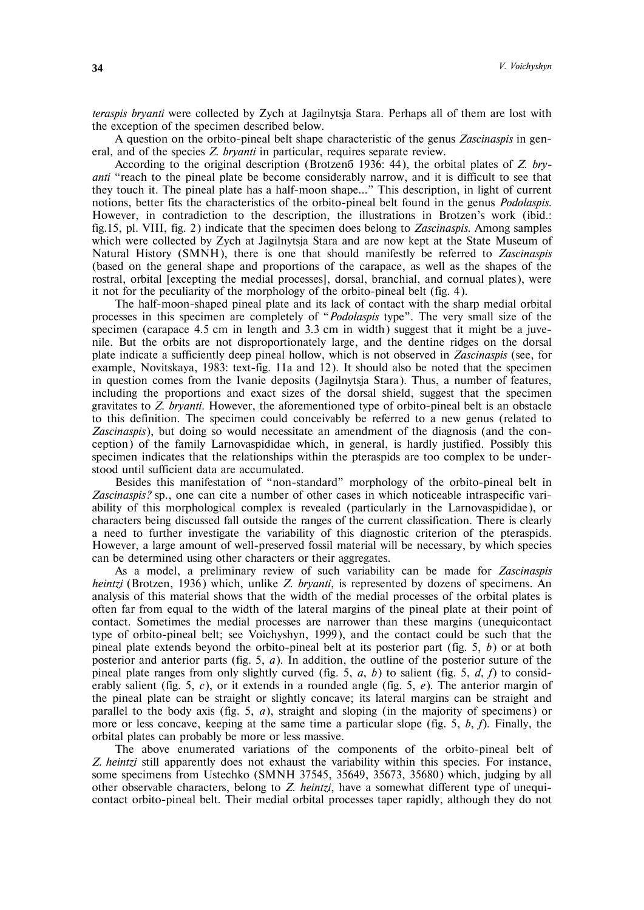*teraspis bryanti* were collected by Zych at Jagilnytsja Stara. Perhaps all of them are lost with the exception of the specimen described below.

A question on the orbito-pineal belt shape characteristic of the genus *Zascinaspis* in general, and of the species *Z. bryanti* in particular, requires separate review.

According to the original description (Brotzenб 1936: 44), the orbital plates of *Z. bryanti* "reach to the pineal plate be become considerably narrow, and it is difficult to see that they touch it. The pineal plate has a half-moon shape..." This description, in light of current notions, better fits the characteristics of the orbito-pineal belt found in the genus *Podolaspis*. However, in contradiction to the description, the illustrations in Brotzen's work (ibid.: fig.15, pl. VIII, fig. 2) indicate that the specimen does belong to *Zascinaspis*. Among samples which were collected by Zych at Jagilnytsja Stara and are now kept at the State Museum of Natural History (SMNH), there is one that should manifestly be referred to *Zascinaspis* (based on the general shape and proportions of the carapace, as well as the shapes of the rostral, orbital [excepting the medial processes], dorsal, branchial, and cornual plates), were it not for the peculiarity of the morphology of the orbito-pineal belt (fig. 4).

The half-moon-shaped pineal plate and its lack of contact with the sharp medial orbital processes in this specimen are completely of "*Podolaspis* type". The very small size of the specimen (carapace 4.5 cm in length and 3.3 cm in width) suggest that it might be a juvenile. But the orbits are not disproportionately large, and the dentine ridges on the dorsal plate indicate a sufficiently deep pineal hollow, which is not observed in *Zascinaspis* (see, for example, Novitskaya, 1983: text-fig. 11a and 12). It should also be noted that the specimen in question comes from the Ivanie deposits (Jagilnytsja Stara). Thus, a number of features, including the proportions and exact sizes of the dorsal shield, suggest that the specimen gravitates to *Z. bryanti*. However, the aforementioned type of orbito-pineal belt is an obstacle to this definition. The specimen could conceivably be referred to a new genus (related to *Zascinaspis*), but doing so would necessitate an amendment of the diagnosis (and the conception) of the family Larnovaspididae which, in general, is hardly justified. Possibly this specimen indicates that the relationships within the pteraspids are too complex to be understood until sufficient data are accumulated.

Besides this manifestation of "non-standard" morphology of the orbito-pineal belt in *Zascinaspis?* sp., one can cite a number of other cases in which noticeable intraspecific variability of this morphological complex is revealed (particularly in the Larnovaspididae), or characters being discussed fall outside the ranges of the current classification. There is clearly a need to further investigate the variability of this diagnostic criterion of the pteraspids. However, a large amount of well-preserved fossil material will be necessary, by which species can be determined using other characters or their aggregates.

As a model, a preliminary review of such variability can be made for *Zascinaspis heintzi* (Brotzen, 1936) which, unlike *Z. bryanti*, is represented by dozens of specimens. An analysis of this material shows that the width of the medial processes of the orbital plates is often far from equal to the width of the lateral margins of the pineal plate at their point of contact. Sometimes the medial processes are narrower than these margins (unequicontact type of orbito-pineal belt; see Voichyshyn, 1999), and the contact could be such that the pineal plate extends beyond the orbito-pineal belt at its posterior part (fig. 5, *b*) or at both posterior and anterior parts (fig. 5, *a*). In addition, the outline of the posterior suture of the pineal plate ranges from only slightly curved (fig. 5, *a*, *b*) to salient (fig. 5, *d*, *f*) to considerably salient (fig. 5, *c*), or it extends in a rounded angle (fig. 5, *e*). The anterior margin of the pineal plate can be straight or slightly concave; its lateral margins can be straight and parallel to the body axis (fig. 5, *a*), straight and sloping (in the majority of specimens) or more or less concave, keeping at the same time a particular slope (fig. 5, *b*, *f*). Finally, the orbital plates can probably be more or less massive.

The above enumerated variations of the components of the orbito-pineal belt of *Z. heintzi* still apparently does not exhaust the variability within this species. For instance, some specimens from Ustechko (SMNH 37545, 35649, 35673, 35680) which, judging by all other observable characters, belong to *Z. heintzi*, have a somewhat different type of unequicontact orbito-pineal belt. Their medial orbital processes taper rapidly, although they do not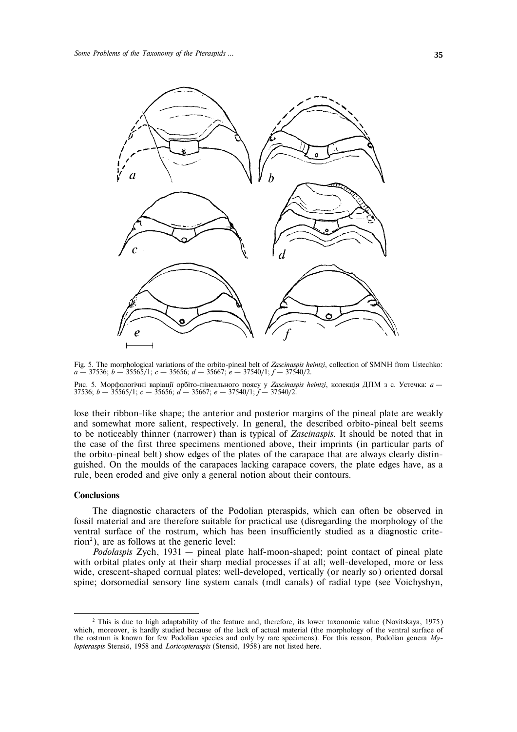Fig. 5. The morphological variations of the orbito-pineal belt of *Zascinaspis heintzi*, collection of SMNH from Ustechko: *a* — 37536; *b* — 35565/1; *c* — 35656; *d* — 35667; *e* — 37540/1; *f* — 37540/2.

Рис. 5. Морфологічні варіації орбіто-пінеального поясу у *Zascinaspis heintzi*, колекція ДПМ з с. Устечка: *a* — 37536; *b* — 35565/1; *c* — 35656; *d* — 35667; *e* — 37540/1; *f* — 37540/2.

lose their ribbon-like shape; the anterior and posterior margins of the pineal plate are weakly and somewhat more salient, respectively. In general, the described orbito-pineal belt seems to be noticeably thinner (narrower) than is typical of *Zascinaspis*. It should be noted that in the case of the first three specimens mentioned above, their imprints (in particular parts of the orbito-pineal belt) show edges of the plates of the carapace that are always clearly distinguished. On the moulds of the carapaces lacking carapace covers, the plate edges have, as a rule, been eroded and give only a general notion about their contours.

## Conclusions

The diagnostic characters of the Podolian pteraspids, which can often be observed in fossil material and are therefore suitable for practical use (disregarding the morphology of the ventral surface of the rostrum, which has been insufficiently studied as a diagnostic criterion[2]), are as follows at the generic level:

*Podolaspis* Zych, 1931 — pineal plate half-moon-shaped; point contact of pineal plate with orbital plates only at their sharp medial processes if at all; well-developed, more or less wide, crescent-shaped cornual plates; well-developed, vertically (or nearly so) oriented dorsal spine; dorsomedial sensory line system canals (mdl canals) of radial type (see Voichyshyn,

---

[2] This is due to high adaptability of the feature and, therefore, its lower taxonomic value (Novitskaya, 1975) which, moreover, is hardly studied because of the lack of actual material (the morphology of the ventral surface of the rostrum is known for few Podolian species and only by rare specimens). For this reason, Podolian genera *Mylopteraspis* Stensiö, 1958 and *Loricopteraspis* (Stensiö, 1958) are not listed here.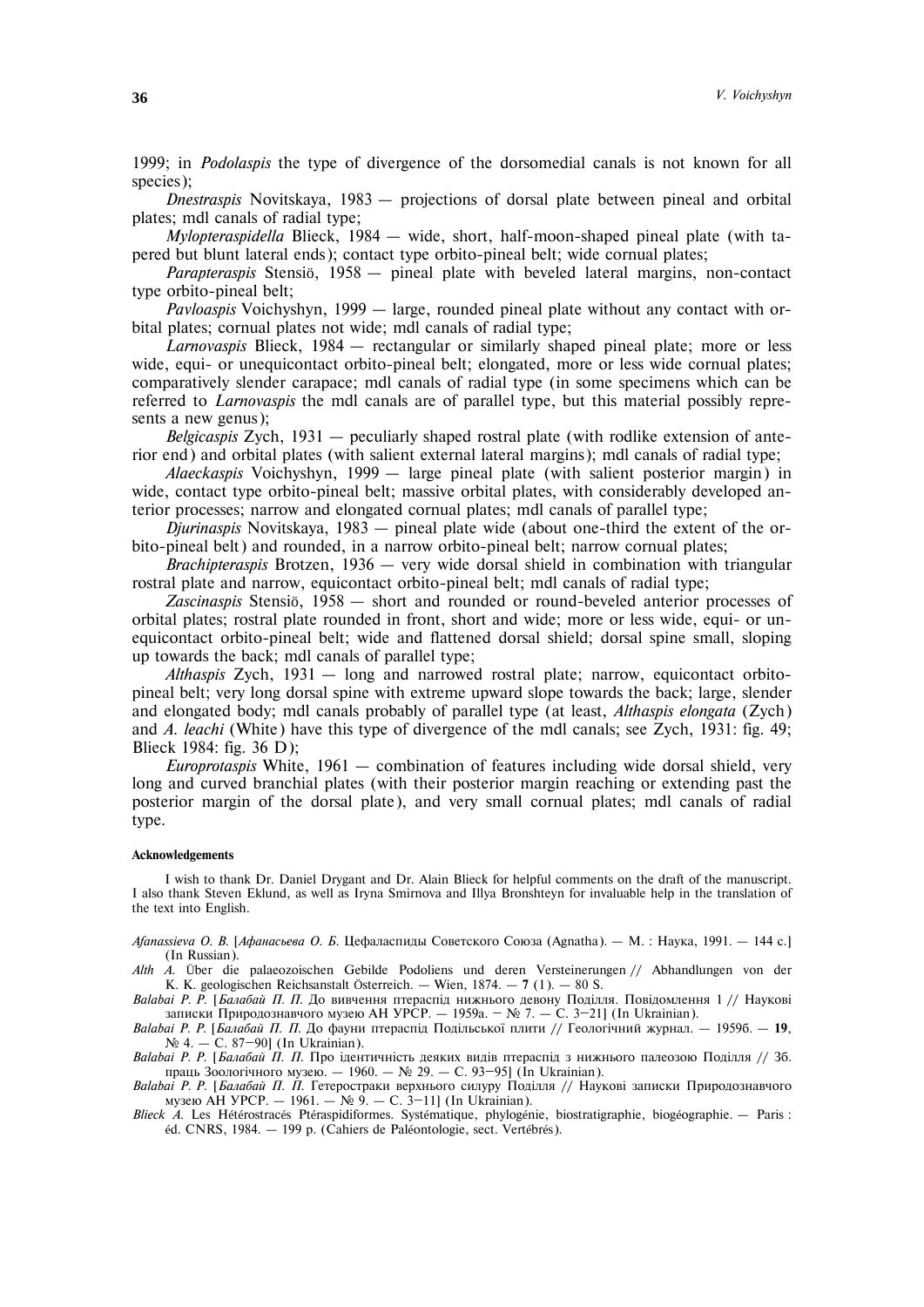1999; in *Podolaspis* the type of divergence of the dorsomedial canals is not known for all species);

*Dnestraspis* Novitskaya, 1983 — projections of dorsal plate between pineal and orbital plates; mdl canals of radial type;

*Mylopteraspidella* Blieck, 1984 — wide, short, half-moon-shaped pineal plate (with tapered but blunt lateral ends); contact type orbito-pineal belt; wide cornual plates;

*Parapteraspis* Stensiö, 1958 — pineal plate with beveled lateral margins, non-contact type orbito-pineal belt;

*Pavloaspis* Voichyshyn, 1999 — large, rounded pineal plate without any contact with orbital plates; cornual plates not wide; mdl canals of radial type;

*Larnovaspis* Blieck, 1984 — rectangular or similarly shaped pineal plate; more or less wide, equi- or unequicontact orbito-pineal belt; elongated, more or less wide cornual plates; comparatively slender carapace; mdl canals of radial type (in some specimens which can be referred to *Larnovaspis* the mdl canals are of parallel type, but this material possibly represents a new genus);

*Belgicaspis* Zych, 1931 — peculiarly shaped rostral plate (with rodlike extension of anterior end) and orbital plates (with salient external lateral margins); mdl canals of radial type;

*Alaeckaspis* Voichyshyn, 1999 — large pineal plate (with salient posterior margin) in wide, contact type orbito-pineal belt; massive orbital plates, with considerably developed anterior processes; narrow and elongated cornual plates; mdl canals of parallel type;

*Djurinaspis* Novitskaya, 1983 — pineal plate wide (about one-third the extent of the orbito-pineal belt) and rounded, in a narrow orbito-pineal belt; narrow cornual plates;

*Brachipteraspis* Brotzen, 1936 — very wide dorsal shield in combination with triangular rostral plate and narrow, equicontact orbito-pineal belt; mdl canals of radial type;

*Zascinaspis* Stensiö, 1958 — short and rounded or round-beveled anterior processes of orbital plates; rostral plate rounded in front, short and wide; more or less wide, equi- or unequicontact orbito-pineal belt; wide and flattened dorsal shield; dorsal spine small, sloping up towards the back; mdl canals of parallel type;

*Althaspis* Zych, 1931 — long and narrowed rostral plate; narrow, equicontact orbito-pineal belt; very long dorsal spine with extreme upward slope towards the back; large, slender and elongated body; mdl canals probably of parallel type (at least, *Althaspis elongata* (Zych) and *A. leachi* (White) have this type of divergence of the mdl canals; see Zych, 1931: fig. 49; Blieck 1984: fig. 36 D);

*Europrotaspis* White, 1961 — combination of features including wide dorsal shield, very long and curved branchial plates (with their posterior margin reaching or extending past the posterior margin of the dorsal plate), and very small cornual plates; mdl canals of radial type.

#### Acknowledgements

I wish to thank Dr. Daniel Drygant and Dr. Alain Blieck for helpful comments on the draft of the manuscript. I also thank Steven Eklund, as well as Iryna Smirnova and Illya Bronshteyn for invaluable help in the translation of the text into English.

*Afanassieva O. B.* [*Афанасьева О. Б.* Цефаласпиды Советского Союза (Agnatha). — М. : Наука, 1991. — 144 с.] (In Russian).

*Alth A.* Über die palaeozoischen Gebilde Podoliens und deren Versteinerungen // Abhandlungen von der K. K. geologischen Reichsanstalt Österreich. — Wien, 1874. — **7** (1). — 80 S.

*Balabai P. P.* [*Балабай П. П.* До вивчення птераспід нижнього девону Поділля. Повідомлення 1 // Наукові записки Природознавчого музею АН УРСР. — 1959а. — № 7. — С. 3–21] (In Ukrainian).

*Balabai P. P.* [*Балабай П. П.* До фауни птераспід Подільської плити // Геологічний журнал. — 1959б. — **19**, № 4. — С. 87–90] (In Ukrainian).

*Balabai P. P.* [*Балабай П. П.* Про ідентичність деяких видів птераспід з нижнього палеозою Поділля // Зб. праць Зоологічного музею. — 1960. — № 29. — С. 93–95] (In Ukrainian).

*Balabai P. P.* [*Балабай П. П.* Гетеростраки верхнього силуру Поділля // Наукові записки Природознавчого музею АН УРСР. — 1961. — № 9. — С. 3–11] (In Ukrainian).

*Blieck A.* Les Hétérostracés Ptéraspidiformes. Systématique, phylogénie, biostratigraphie, biogéographie. — Paris : éd. CNRS, 1984. — 199 p. (Cahiers de Paléontologie, sect. Vertébrés).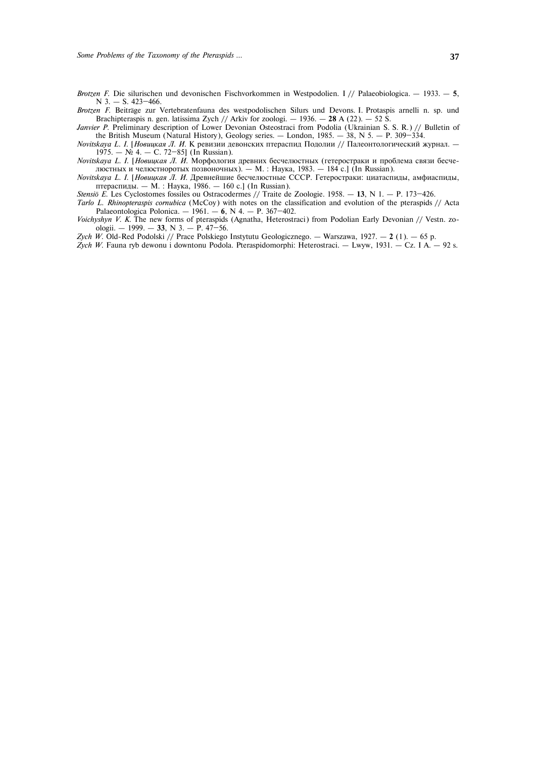*Brotzen F.* Die silurischen und devonischen Fischvorkommen in Westpodolien. I // Palaeobiologica. — 1933. — **5**, N 3. — S. 423–466.

*Brotzen F.* Beiträge zur Vertebratenfauna des westpodolischen Silurs und Devons. I. Protaspis arnelli n. sp. und Brachipteraspis n. gen. latissima Zych // Arkiv for zoologi. — 1936. — **28** A (22). — 52 S.

*Janvier P.* Preliminary description of Lower Devonian Osteostraci from Podolia (Ukrainian S. S. R.) // Bulletin of the British Museum (Natural History), Geology series. — London, 1985. — 38, N 5. — P. 309–334.

*Novitskaya L. I.* [*Новицкая Л. И.* К ревизии девонских птераспид Подолии // Палеонтологический журнал. — 1975. — № 4. — С. 72–85] (In Russian).

*Novitskaya L. I.* [*Новицкая Л. И.* Морфология древних бесчелюстных (гетеростраки и проблема связи бесчелюстных и челюстноротых позвоночных). — М. : Наука, 1983. — 184 с.] (In Russian).

*Novitskaya L. I.* [*Новицкая Л. И.* Древнейшие бесчелюстные СССР. Гетеростраки: циатаспиды, амфиаспиды, птераспиды. — М. : Наука, 1986. — 160 с.] (In Russian).

*Stensiö E.* Les Cyclostomes fossiles ou Ostracodermes // Traite de Zoologie. 1958. — **13**, N 1. — P. 173–426.

*Tarlo L. Rhinopteraspis cornubica* (McCoy) with notes on the classification and evolution of the pteraspids // Acta Palaeontologica Polonica. — 1961. — **6**, N 4. — P. 367–402.

*Voichyshyn V. K.* The new forms of pteraspids (Agnatha, Heterostraci) from Podolian Early Devonian // Vestn. zoologii. — 1999. — **33**, N 3. — P. 47–56.

*Zych W.* Old-Red Podolski // Prace Polskiego Instytutu Geologicznego. — Warszawa, 1927. — **2** (1). — 65 p.

*Zych W.* Fauna ryb dewonu i downtonu Podola. Pteraspidomorphi: Heterostraci. — Lwyw, 1931. — Cz. I A. — 92 s.